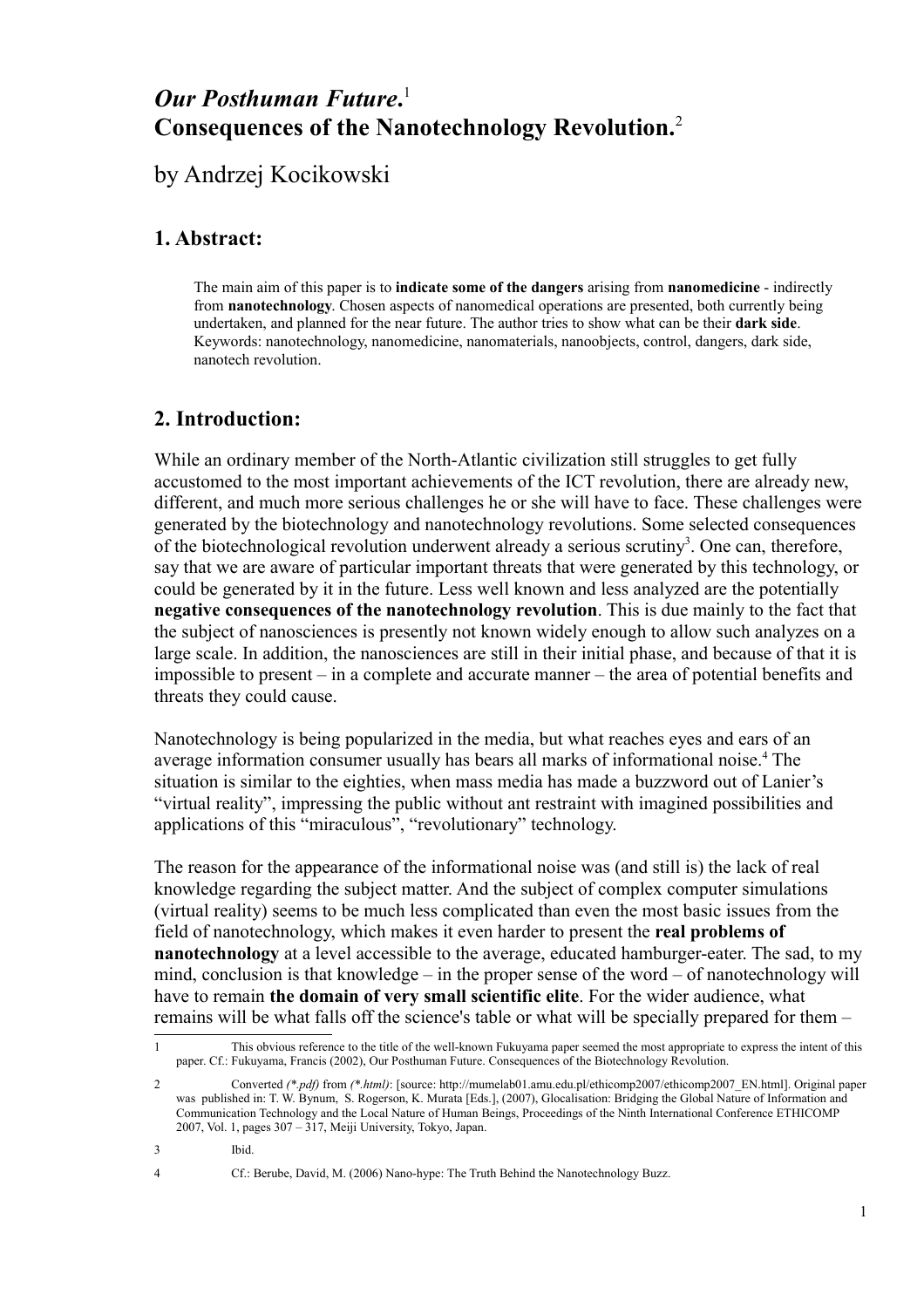# *Our Posthuman Future.*[1]
# Consequences of the Nanotechnology Revolution.[2]

by Andrzej Kocikowski

## 1. Abstract:

The main aim of this paper is to **indicate some of the dangers** arising from **nanomedicine** - indirectly from **nanotechnology**. Chosen aspects of nanomedical operations are presented, both currently being undertaken, and planned for the near future. The author tries to show what can be their **dark side**.
Keywords: nanotechnology, nanomedicine, nanomaterials, nanoobjects, control, dangers, dark side, nanotech revolution.

## 2. Introduction:

While an ordinary member of the North-Atlantic civilization still struggles to get fully accustomed to the most important achievements of the ICT revolution, there are already new, different, and much more serious challenges he or she will have to face. These challenges were generated by the biotechnology and nanotechnology revolutions. Some selected consequences of the biotechnological revolution underwent already a serious scrutiny[3]. One can, therefore, say that we are aware of particular important threats that were generated by this technology, or could be generated by it in the future. Less well known and less analyzed are the potentially **negative consequences of the nanotechnology revolution**. This is due mainly to the fact that the subject of nanosciences is presently not known widely enough to allow such analyzes on a large scale. In addition, the nanosciences are still in their initial phase, and because of that it is impossible to present – in a complete and accurate manner – the area of potential benefits and threats they could cause.

Nanotechnology is being popularized in the media, but what reaches eyes and ears of an average information consumer usually has bears all marks of informational noise.[4] The situation is similar to the eighties, when mass media has made a buzzword out of Lanier's "virtual reality", impressing the public without ant restraint with imagined possibilities and applications of this "miraculous", "revolutionary" technology.

The reason for the appearance of the informational noise was (and still is) the lack of real knowledge regarding the subject matter. And the subject of complex computer simulations (virtual reality) seems to be much less complicated than even the most basic issues from the field of nanotechnology, which makes it even harder to present the **real problems of nanotechnology** at a level accessible to the average, educated hamburger-eater. The sad, to my mind, conclusion is that knowledge – in the proper sense of the word – of nanotechnology will have to remain **the domain of very small scientific elite**. For the wider audience, what remains will be what falls off the science's table or what will be specially prepared for them –

---

1 This obvious reference to the title of the well-known Fukuyama paper seemed the most appropriate to express the intent of this paper. Cf.: Fukuyama, Francis (2002), Our Posthuman Future. Consequences of the Biotechnology Revolution.

2 Converted *(\*.pdf)* from *(\*.html)*: [source: http://mumelab01.amu.edu.pl/ethicomp2007/ethicomp2007_EN.html]. Original paper was published in: T. W. Bynum, S. Rogerson, K. Murata [Eds.], (2007), Glocalisation: Bridging the Global Nature of Information and Communication Technology and the Local Nature of Human Beings, Proceedings of the Ninth International Conference ETHICOMP 2007, Vol. 1, pages 307 – 317, Meiji University, Tokyo, Japan.

3 Ibid.

4 Cf.: Berube, David, M. (2006) Nano-hype: The Truth Behind the Nanotechnology Buzz.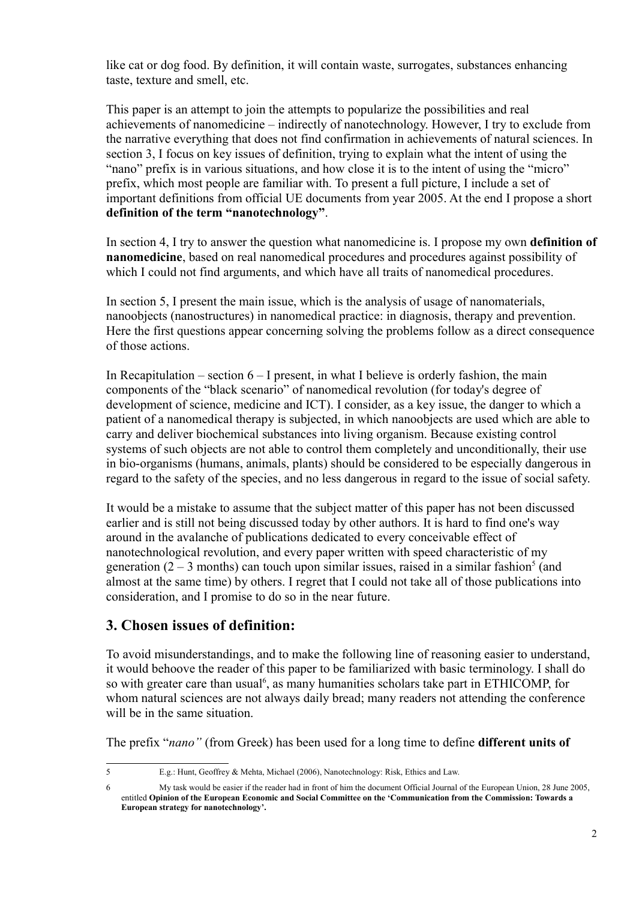like cat or dog food. By definition, it will contain waste, surrogates, substances enhancing taste, texture and smell, etc.

This paper is an attempt to join the attempts to popularize the possibilities and real achievements of nanomedicine – indirectly of nanotechnology. However, I try to exclude from the narrative everything that does not find confirmation in achievements of natural sciences. In section 3, I focus on key issues of definition, trying to explain what the intent of using the "nano" prefix is in various situations, and how close it is to the intent of using the "micro" prefix, which most people are familiar with. To present a full picture, I include a set of important definitions from official UE documents from year 2005. At the end I propose a short **definition of the term "nanotechnology"**.

In section 4, I try to answer the question what nanomedicine is. I propose my own **definition of nanomedicine**, based on real nanomedical procedures and procedures against possibility of which I could not find arguments, and which have all traits of nanomedical procedures.

In section 5, I present the main issue, which is the analysis of usage of nanomaterials, nanoobjects (nanostructures) in nanomedical practice: in diagnosis, therapy and prevention. Here the first questions appear concerning solving the problems follow as a direct consequence of those actions.

In Recapitulation – section 6 – I present, in what I believe is orderly fashion, the main components of the "black scenario" of nanomedical revolution (for today's degree of development of science, medicine and ICT). I consider, as a key issue, the danger to which a patient of a nanomedical therapy is subjected, in which nanoobjects are used which are able to carry and deliver biochemical substances into living organism. Because existing control systems of such objects are not able to control them completely and unconditionally, their use in bio-organisms (humans, animals, plants) should be considered to be especially dangerous in regard to the safety of the species, and no less dangerous in regard to the issue of social safety.

It would be a mistake to assume that the subject matter of this paper has not been discussed earlier and is still not being discussed today by other authors. It is hard to find one's way around in the avalanche of publications dedicated to every conceivable effect of nanotechnological revolution, and every paper written with speed characteristic of my generation (2 – 3 months) can touch upon similar issues, raised in a similar fashion[5] (and almost at the same time) by others. I regret that I could not take all of those publications into consideration, and I promise to do so in the near future.

## 3. Chosen issues of definition:

To avoid misunderstandings, and to make the following line of reasoning easier to understand, it would behoove the reader of this paper to be familiarized with basic terminology. I shall do so with greater care than usual[6], as many humanities scholars take part in ETHICOMP, for whom natural sciences are not always daily bread; many readers not attending the conference will be in the same situation.

The prefix "*nano"* (from Greek) has been used for a long time to define **different units of**

---

5 E.g.: Hunt, Geoffrey & Mehta, Michael (2006), Nanotechnology: Risk, Ethics and Law.

6 My task would be easier if the reader had in front of him the document Official Journal of the European Union, 28 June 2005, entitled **Opinion of the European Economic and Social Committee on the 'Communication from the Commission: Towards a European strategy for nanotechnology'.**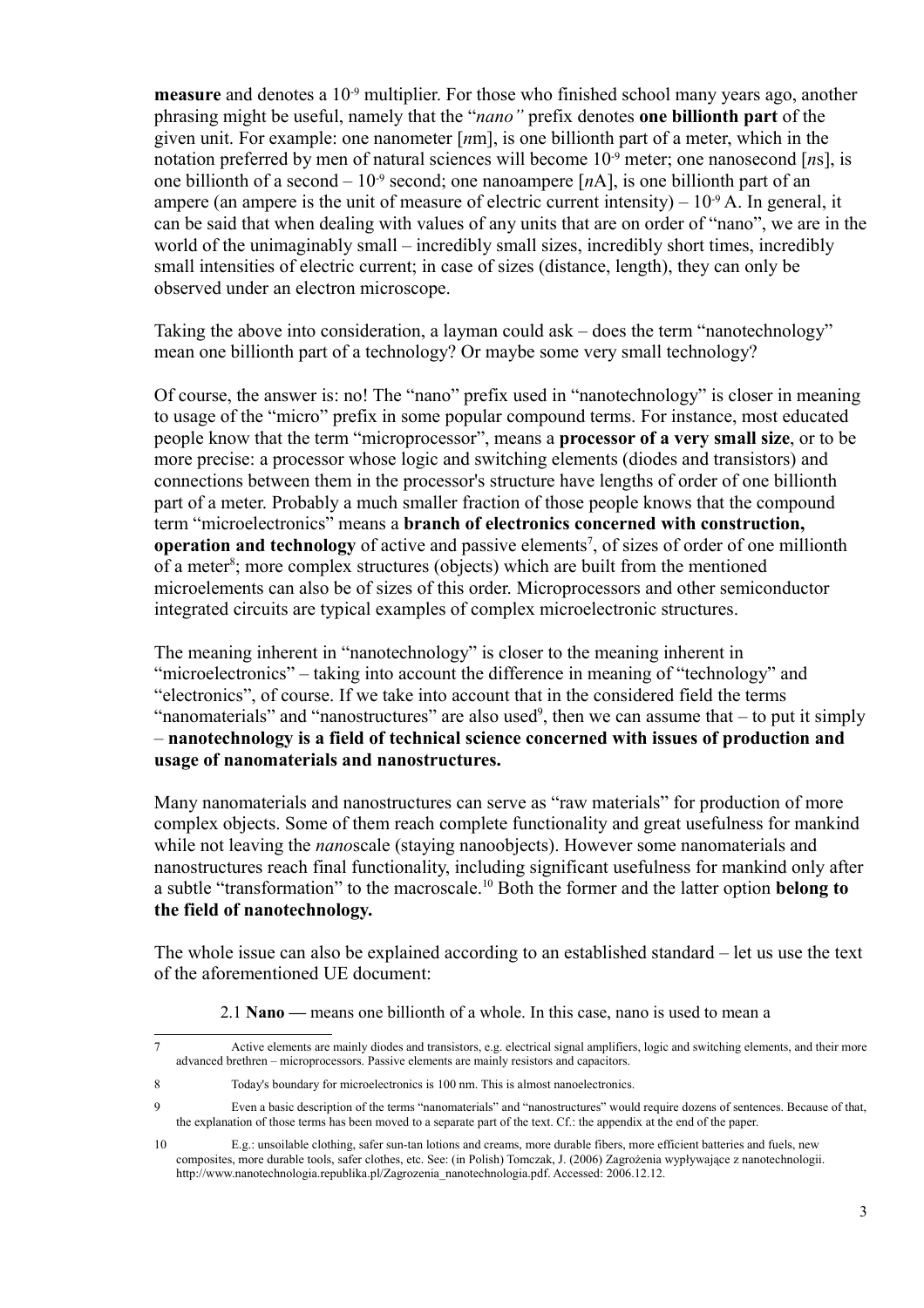**measure** and denotes a $10^{-9}$ multiplier. For those who finished school many years ago, another phrasing might be useful, namely that the "*nano"* prefix denotes **one billionth part** of the given unit. For example: one nanometer [*n*m], is one billionth part of a meter, which in the notation preferred by men of natural sciences will become $10^{-9}$ meter; one nanosecond [*n*s], is one billionth of a second – $10^{-9}$ second; one nanoampere [*n*A], is one billionth part of an ampere (an ampere is the unit of measure of electric current intensity) – $10^{-9}$ A. In general, it can be said that when dealing with values of any units that are on order of "nano", we are in the world of the unimaginably small – incredibly small sizes, incredibly short times, incredibly small intensities of electric current; in case of sizes (distance, length), they can only be observed under an electron microscope.

Taking the above into consideration, a layman could ask – does the term "nanotechnology" mean one billionth part of a technology? Or maybe some very small technology?

Of course, the answer is: no! The "nano" prefix used in "nanotechnology" is closer in meaning to usage of the "micro" prefix in some popular compound terms. For instance, most educated people know that the term "microprocessor", means a **processor of a very small size**, or to be more precise: a processor whose logic and switching elements (diodes and transistors) and connections between them in the processor's structure have lengths of order of one billionth part of a meter. Probably a much smaller fraction of those people knows that the compound term "microelectronics" means a **branch of electronics concerned with construction, operation and technology** of active and passive elements[7], of sizes of order of one millionth of a meter[8]; more complex structures (objects) which are built from the mentioned microelements can also be of sizes of this order. Microprocessors and other semiconductor integrated circuits are typical examples of complex microelectronic structures.

The meaning inherent in "nanotechnology" is closer to the meaning inherent in "microelectronics" – taking into account the difference in meaning of "technology" and "electronics", of course. If we take into account that in the considered field the terms "nanomaterials" and "nanostructures" are also used[9], then we can assume that – to put it simply – **nanotechnology is a field of technical science concerned with issues of production and usage of nanomaterials and nanostructures.**

Many nanomaterials and nanostructures can serve as "raw materials" for production of more complex objects. Some of them reach complete functionality and great usefulness for mankind while not leaving the *nano*scale (staying nanoobjects). However some nanomaterials and nanostructures reach final functionality, including significant usefulness for mankind only after a subtle "transformation" to the macroscale.[10] Both the former and the latter option **belong to the field of nanotechnology.**

The whole issue can also be explained according to an established standard – let us use the text of the aforementioned UE document:

2.1 **Nano —** means one billionth of a whole. In this case, nano is used to mean a

---

7 Active elements are mainly diodes and transistors, e.g. electrical signal amplifiers, logic and switching elements, and their more advanced brethren – microprocessors. Passive elements are mainly resistors and capacitors.

8 Today's boundary for microelectronics is 100 nm. This is almost nanoelectronics.

9 Even a basic description of the terms "nanomaterials" and "nanostructures" would require dozens of sentences. Because of that, the explanation of those terms has been moved to a separate part of the text. Cf.: the appendix at the end of the paper.

10 E.g.: unsoilable clothing, safer sun-tan lotions and creams, more durable fibers, more efficient batteries and fuels, new composites, more durable tools, safer clothes, etc. See: (in Polish) Tomczak, J. (2006) Zagrożenia wypływające z nanotechnologii. http://www.nanotechnologia.republika.pl/Zagrozenia_nanotechnologia.pdf. Accessed: 2006.12.12.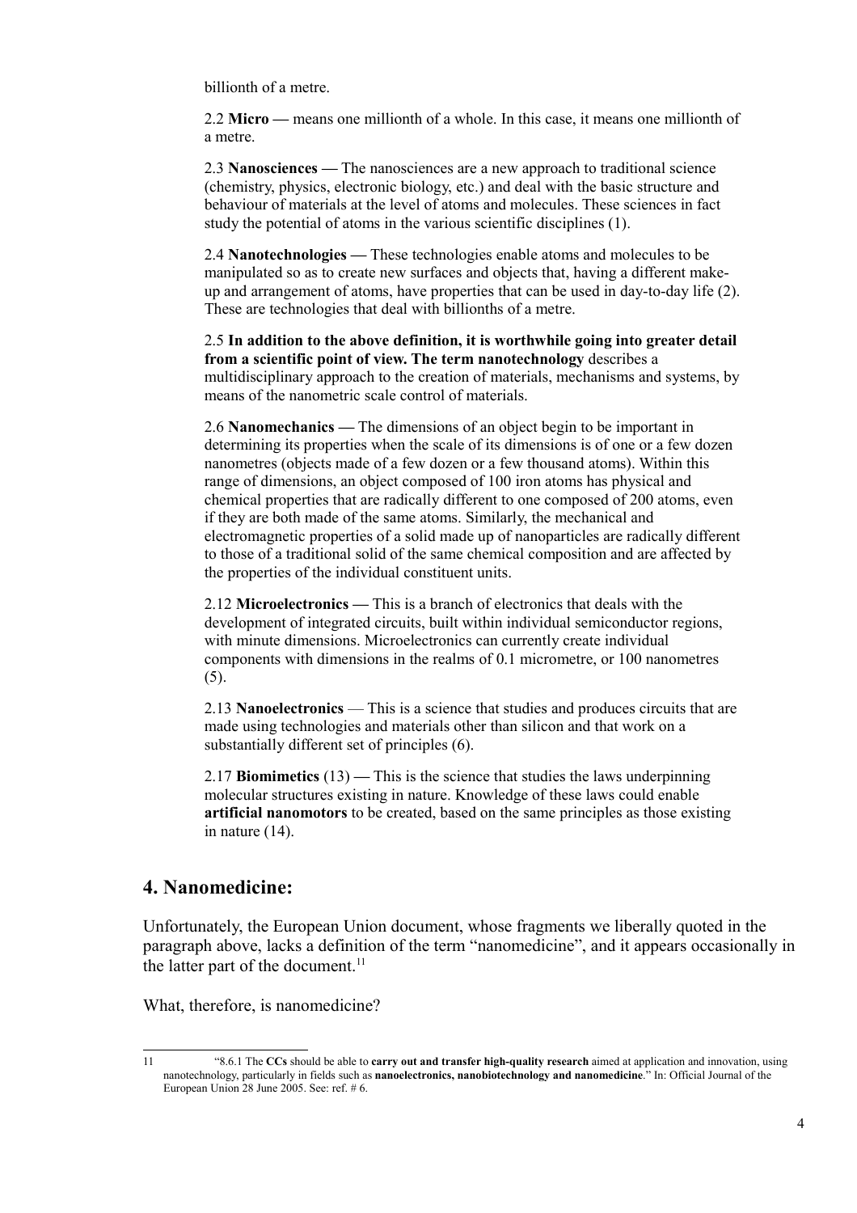billionth of a metre.

2.2 **Micro —** means one millionth of a whole. In this case, it means one millionth of a metre.

2.3 **Nanosciences —** The nanosciences are a new approach to traditional science (chemistry, physics, electronic biology, etc.) and deal with the basic structure and behaviour of materials at the level of atoms and molecules. These sciences in fact study the potential of atoms in the various scientific disciplines (1).

2.4 **Nanotechnologies —** These technologies enable atoms and molecules to be manipulated so as to create new surfaces and objects that, having a different make-up and arrangement of atoms, have properties that can be used in day-to-day life (2). These are technologies that deal with billionths of a metre.

2.5 **In addition to the above definition, it is worthwhile going into greater detail from a scientific point of view. The term nanotechnology** describes a multidisciplinary approach to the creation of materials, mechanisms and systems, by means of the nanometric scale control of materials.

2.6 **Nanomechanics —** The dimensions of an object begin to be important in determining its properties when the scale of its dimensions is of one or a few dozen nanometres (objects made of a few dozen or a few thousand atoms). Within this range of dimensions, an object composed of 100 iron atoms has physical and chemical properties that are radically different to one composed of 200 atoms, even if they are both made of the same atoms. Similarly, the mechanical and electromagnetic properties of a solid made up of nanoparticles are radically different to those of a traditional solid of the same chemical composition and are affected by the properties of the individual constituent units.

2.12 **Microelectronics —** This is a branch of electronics that deals with the development of integrated circuits, built within individual semiconductor regions, with minute dimensions. Microelectronics can currently create individual components with dimensions in the realms of 0.1 micrometre, or 100 nanometres (5).

2.13 **Nanoelectronics** — This is a science that studies and produces circuits that are made using technologies and materials other than silicon and that work on a substantially different set of principles (6).

2.17 **Biomimetics** (13) **—** This is the science that studies the laws underpinning molecular structures existing in nature. Knowledge of these laws could enable **artificial nanomotors** to be created, based on the same principles as those existing in nature (14).

## 4. Nanomedicine:

Unfortunately, the European Union document, whose fragments we liberally quoted in the paragraph above, lacks a definition of the term "nanomedicine", and it appears occasionally in the latter part of the document.[11]

What, therefore, is nanomedicine?

---

11 "8.6.1 The **CCs** should be able to **carry out and transfer high-quality research** aimed at application and innovation, using nanotechnology, particularly in fields such as **nanoelectronics, nanobiotechnology and nanomedicine**." In: Official Journal of the European Union 28 June 2005. See: ref. # 6.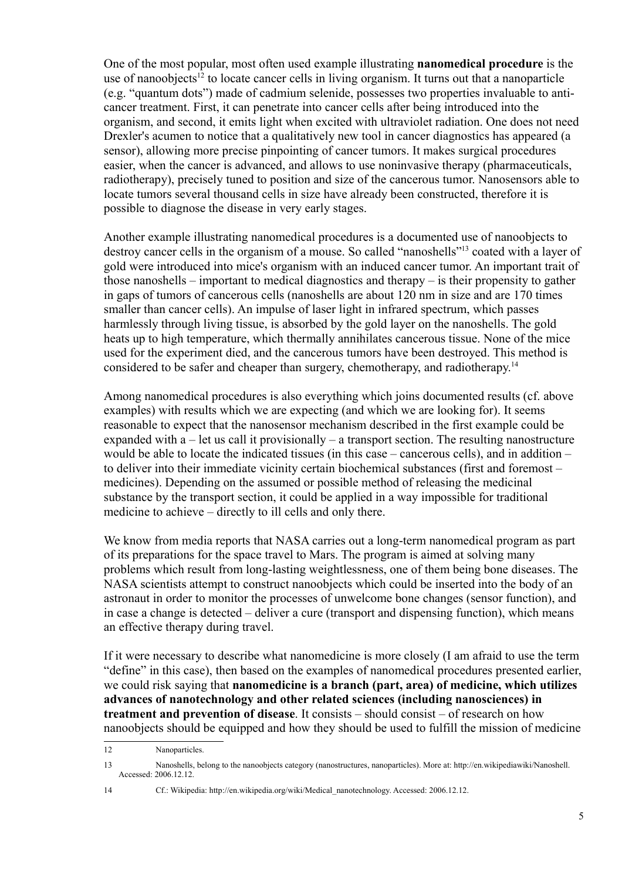One of the most popular, most often used example illustrating **nanomedical procedure** is the use of nanoobjects[12] to locate cancer cells in living organism. It turns out that a nanoparticle (e.g. "quantum dots") made of cadmium selenide, possesses two properties invaluable to anti-cancer treatment. First, it can penetrate into cancer cells after being introduced into the organism, and second, it emits light when excited with ultraviolet radiation. One does not need Drexler's acumen to notice that a qualitatively new tool in cancer diagnostics has appeared (a sensor), allowing more precise pinpointing of cancer tumors. It makes surgical procedures easier, when the cancer is advanced, and allows to use noninvasive therapy (pharmaceuticals, radiotherapy), precisely tuned to position and size of the cancerous tumor. Nanosensors able to locate tumors several thousand cells in size have already been constructed, therefore it is possible to diagnose the disease in very early stages.

Another example illustrating nanomedical procedures is a documented use of nanoobjects to destroy cancer cells in the organism of a mouse. So called "nanoshells"[13] coated with a layer of gold were introduced into mice's organism with an induced cancer tumor. An important trait of those nanoshells – important to medical diagnostics and therapy – is their propensity to gather in gaps of tumors of cancerous cells (nanoshells are about 120 nm in size and are 170 times smaller than cancer cells). An impulse of laser light in infrared spectrum, which passes harmlessly through living tissue, is absorbed by the gold layer on the nanoshells. The gold heats up to high temperature, which thermally annihilates cancerous tissue. None of the mice used for the experiment died, and the cancerous tumors have been destroyed. This method is considered to be safer and cheaper than surgery, chemotherapy, and radiotherapy.[14]

Among nanomedical procedures is also everything which joins documented results (cf. above examples) with results which we are expecting (and which we are looking for). It seems reasonable to expect that the nanosensor mechanism described in the first example could be expanded with a – let us call it provisionally – a transport section. The resulting nanostructure would be able to locate the indicated tissues (in this case – cancerous cells), and in addition – to deliver into their immediate vicinity certain biochemical substances (first and foremost – medicines). Depending on the assumed or possible method of releasing the medicinal substance by the transport section, it could be applied in a way impossible for traditional medicine to achieve – directly to ill cells and only there.

We know from media reports that NASA carries out a long-term nanomedical program as part of its preparations for the space travel to Mars. The program is aimed at solving many problems which result from long-lasting weightlessness, one of them being bone diseases. The NASA scientists attempt to construct nanoobjects which could be inserted into the body of an astronaut in order to monitor the processes of unwelcome bone changes (sensor function), and in case a change is detected – deliver a cure (transport and dispensing function), which means an effective therapy during travel.

If it were necessary to describe what nanomedicine is more closely (I am afraid to use the term "define" in this case), then based on the examples of nanomedical procedures presented earlier, we could risk saying that **nanomedicine is a branch (part, area) of medicine, which utilizes advances of nanotechnology and other related sciences (including nanosciences) in treatment and prevention of disease**. It consists – should consist – of research on how nanoobjects should be equipped and how they should be used to fulfill the mission of medicine

---

12 Nanoparticles.

13 Nanoshells, belong to the nanoobjects category (nanostructures, nanoparticles). More at: http://en.wikipediawiki/Nanoshell. Accessed: 2006.12.12.

14 Cf.: Wikipedia: http://en.wikipedia.org/wiki/Medical_nanotechnology. Accessed: 2006.12.12.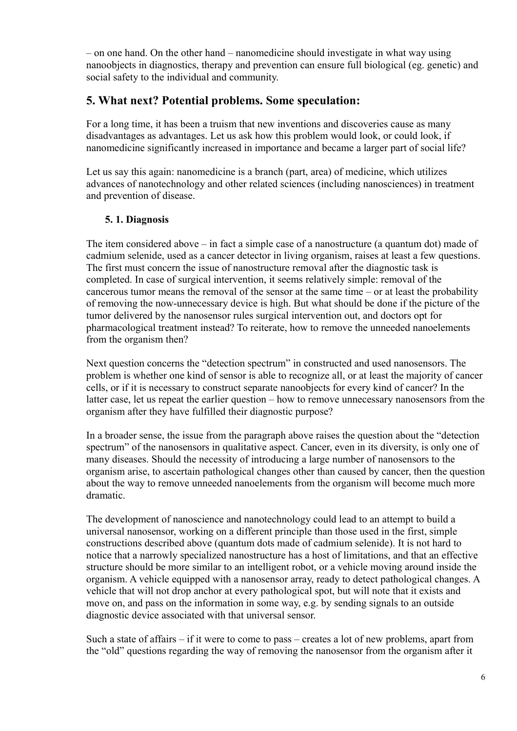– on one hand. On the other hand – nanomedicine should investigate in what way using nanoobjects in diagnostics, therapy and prevention can ensure full biological (eg. genetic) and social safety to the individual and community.

## 5. What next? Potential problems. Some speculation:

For a long time, it has been a truism that new inventions and discoveries cause as many disadvantages as advantages. Let us ask how this problem would look, or could look, if nanomedicine significantly increased in importance and became a larger part of social life?

Let us say this again: nanomedicine is a branch (part, area) of medicine, which utilizes advances of nanotechnology and other related sciences (including nanosciences) in treatment and prevention of disease.

### 5. 1. Diagnosis

The item considered above – in fact a simple case of a nanostructure (a quantum dot) made of cadmium selenide, used as a cancer detector in living organism, raises at least a few questions. The first must concern the issue of nanostructure removal after the diagnostic task is completed. In case of surgical intervention, it seems relatively simple: removal of the cancerous tumor means the removal of the sensor at the same time – or at least the probability of removing the now-unnecessary device is high. But what should be done if the picture of the tumor delivered by the nanosensor rules surgical intervention out, and doctors opt for pharmacological treatment instead? To reiterate, how to remove the unneeded nanoelements from the organism then?

Next question concerns the "detection spectrum" in constructed and used nanosensors. The problem is whether one kind of sensor is able to recognize all, or at least the majority of cancer cells, or if it is necessary to construct separate nanoobjects for every kind of cancer? In the latter case, let us repeat the earlier question – how to remove unnecessary nanosensors from the organism after they have fulfilled their diagnostic purpose?

In a broader sense, the issue from the paragraph above raises the question about the "detection spectrum" of the nanosensors in qualitative aspect. Cancer, even in its diversity, is only one of many diseases. Should the necessity of introducing a large number of nanosensors to the organism arise, to ascertain pathological changes other than caused by cancer, then the question about the way to remove unneeded nanoelements from the organism will become much more dramatic.

The development of nanoscience and nanotechnology could lead to an attempt to build a universal nanosensor, working on a different principle than those used in the first, simple constructions described above (quantum dots made of cadmium selenide). It is not hard to notice that a narrowly specialized nanostructure has a host of limitations, and that an effective structure should be more similar to an intelligent robot, or a vehicle moving around inside the organism. A vehicle equipped with a nanosensor array, ready to detect pathological changes. A vehicle that will not drop anchor at every pathological spot, but will note that it exists and move on, and pass on the information in some way, e.g. by sending signals to an outside diagnostic device associated with that universal sensor.

Such a state of affairs – if it were to come to pass – creates a lot of new problems, apart from the "old" questions regarding the way of removing the nanosensor from the organism after it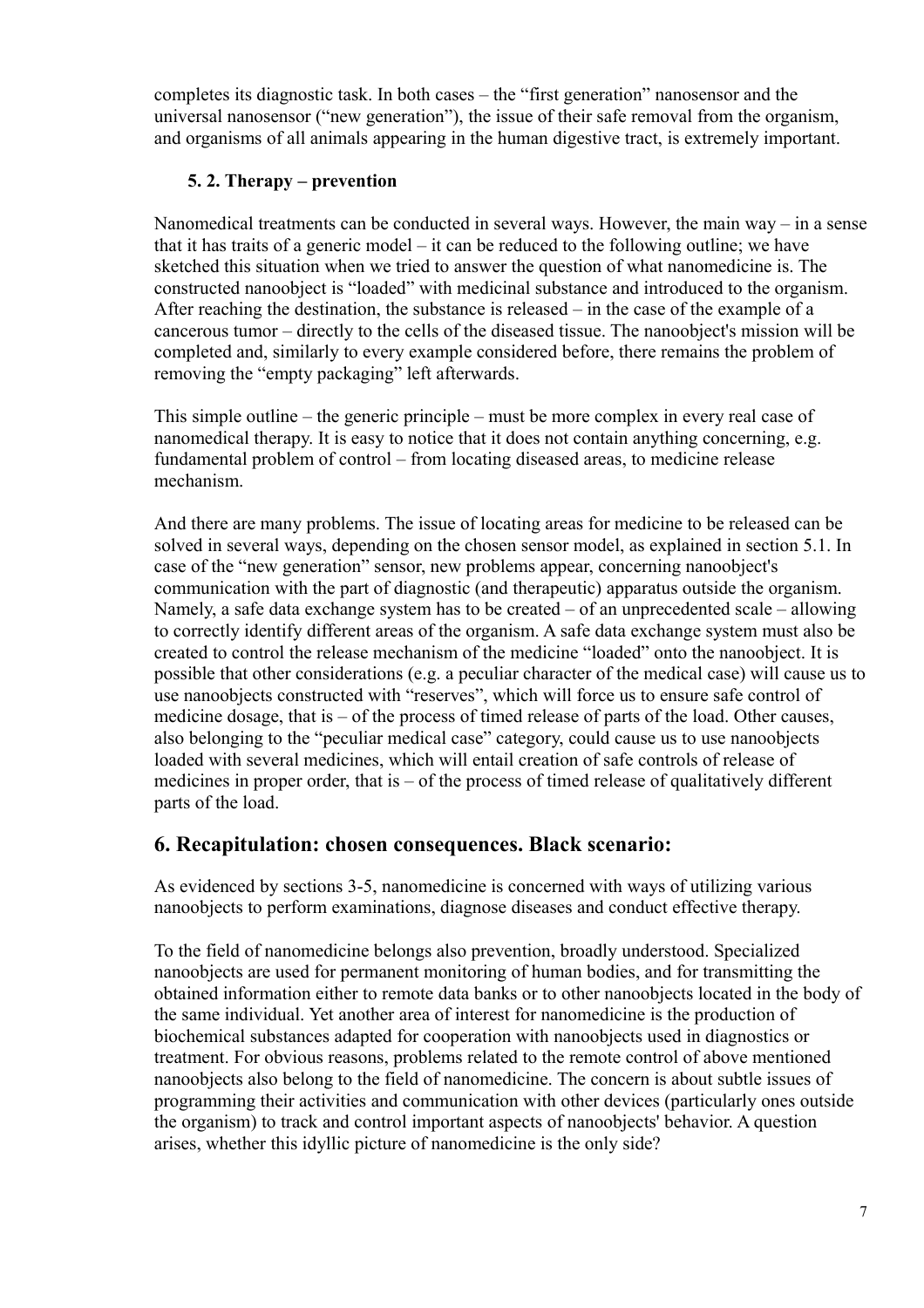completes its diagnostic task. In both cases – the "first generation" nanosensor and the universal nanosensor ("new generation"), the issue of their safe removal from the organism, and organisms of all animals appearing in the human digestive tract, is extremely important.

### 5. 2. Therapy – prevention

Nanomedical treatments can be conducted in several ways. However, the main way – in a sense that it has traits of a generic model – it can be reduced to the following outline; we have sketched this situation when we tried to answer the question of what nanomedicine is. The constructed nanoobject is "loaded" with medicinal substance and introduced to the organism. After reaching the destination, the substance is released – in the case of the example of a cancerous tumor – directly to the cells of the diseased tissue. The nanoobject's mission will be completed and, similarly to every example considered before, there remains the problem of removing the "empty packaging" left afterwards.

This simple outline – the generic principle – must be more complex in every real case of nanomedical therapy. It is easy to notice that it does not contain anything concerning, e.g. fundamental problem of control – from locating diseased areas, to medicine release mechanism.

And there are many problems. The issue of locating areas for medicine to be released can be solved in several ways, depending on the chosen sensor model, as explained in section 5.1. In case of the "new generation" sensor, new problems appear, concerning nanoobject's communication with the part of diagnostic (and therapeutic) apparatus outside the organism. Namely, a safe data exchange system has to be created – of an unprecedented scale – allowing to correctly identify different areas of the organism. A safe data exchange system must also be created to control the release mechanism of the medicine "loaded" onto the nanoobject. It is possible that other considerations (e.g. a peculiar character of the medical case) will cause us to use nanoobjects constructed with "reserves", which will force us to ensure safe control of medicine dosage, that is – of the process of timed release of parts of the load. Other causes, also belonging to the "peculiar medical case" category, could cause us to use nanoobjects loaded with several medicines, which will entail creation of safe controls of release of medicines in proper order, that is – of the process of timed release of qualitatively different parts of the load.

## 6. Recapitulation: chosen consequences. Black scenario:

As evidenced by sections 3-5, nanomedicine is concerned with ways of utilizing various nanoobjects to perform examinations, diagnose diseases and conduct effective therapy.

To the field of nanomedicine belongs also prevention, broadly understood. Specialized nanoobjects are used for permanent monitoring of human bodies, and for transmitting the obtained information either to remote data banks or to other nanoobjects located in the body of the same individual. Yet another area of interest for nanomedicine is the production of biochemical substances adapted for cooperation with nanoobjects used in diagnostics or treatment. For obvious reasons, problems related to the remote control of above mentioned nanoobjects also belong to the field of nanomedicine. The concern is about subtle issues of programming their activities and communication with other devices (particularly ones outside the organism) to track and control important aspects of nanoobjects' behavior. A question arises, whether this idyllic picture of nanomedicine is the only side?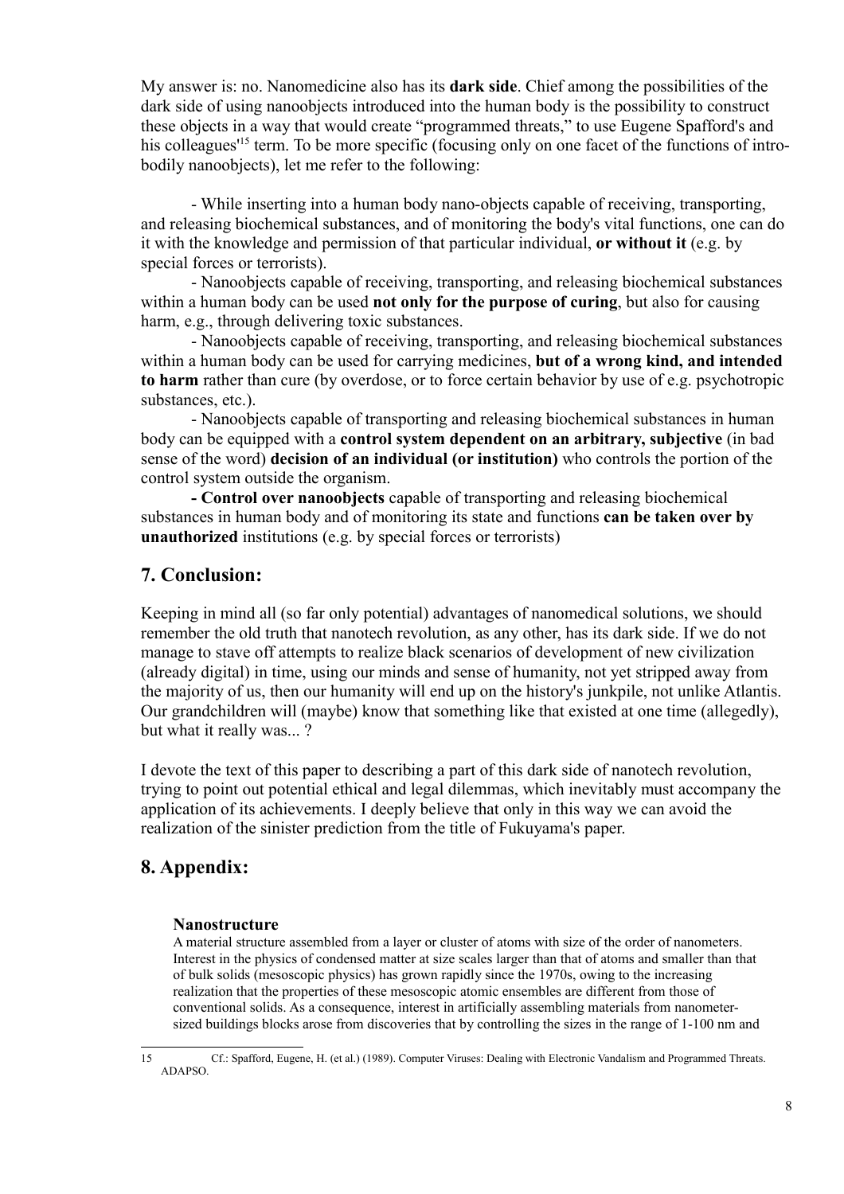My answer is: no. Nanomedicine also has its **dark side**. Chief among the possibilities of the dark side of using nanoobjects introduced into the human body is the possibility to construct these objects in a way that would create "programmed threats," to use Eugene Spafford's and his colleagues'[15] term. To be more specific (focusing only on one facet of the functions of intro-bodily nanoobjects), let me refer to the following:

- While inserting into a human body nano-objects capable of receiving, transporting, and releasing biochemical substances, and of monitoring the body's vital functions, one can do it with the knowledge and permission of that particular individual, **or without it** (e.g. by special forces or terrorists).
- Nanoobjects capable of receiving, transporting, and releasing biochemical substances within a human body can be used **not only for the purpose of curing**, but also for causing harm, e.g., through delivering toxic substances.
- Nanoobjects capable of receiving, transporting, and releasing biochemical substances within a human body can be used for carrying medicines, **but of a wrong kind, and intended to harm** rather than cure (by overdose, or to force certain behavior by use of e.g. psychotropic substances, etc.).
- Nanoobjects capable of transporting and releasing biochemical substances in human body can be equipped with a **control system dependent on an arbitrary, subjective** (in bad sense of the word) **decision of an individual (or institution)** who controls the portion of the control system outside the organism.
- **Control over nanoobjects** capable of transporting and releasing biochemical substances in human body and of monitoring its state and functions **can be taken over by unauthorized** institutions (e.g. by special forces or terrorists)

## 7. Conclusion:

Keeping in mind all (so far only potential) advantages of nanomedical solutions, we should remember the old truth that nanotech revolution, as any other, has its dark side. If we do not manage to stave off attempts to realize black scenarios of development of new civilization (already digital) in time, using our minds and sense of humanity, not yet stripped away from the majority of us, then our humanity will end up on the history's junkpile, not unlike Atlantis. Our grandchildren will (maybe) know that something like that existed at one time (allegedly), but what it really was... ?

I devote the text of this paper to describing a part of this dark side of nanotech revolution, trying to point out potential ethical and legal dilemmas, which inevitably must accompany the application of its achievements. I deeply believe that only in this way we can avoid the realization of the sinister prediction from the title of Fukuyama's paper.

## 8. Appendix:

**Nanostructure**

A material structure assembled from a layer or cluster of atoms with size of the order of nanometers. Interest in the physics of condensed matter at size scales larger than that of atoms and smaller than that of bulk solids (mesoscopic physics) has grown rapidly since the 1970s, owing to the increasing realization that the properties of these mesoscopic atomic ensembles are different from those of conventional solids. As a consequence, interest in artificially assembling materials from nanometer-sized buildings blocks arose from discoveries that by controlling the sizes in the range of 1-100 nm and

---

[15] Cf.: Spafford, Eugene, H. (et al.) (1989). Computer Viruses: Dealing with Electronic Vandalism and Programmed Threats. ADAPSO.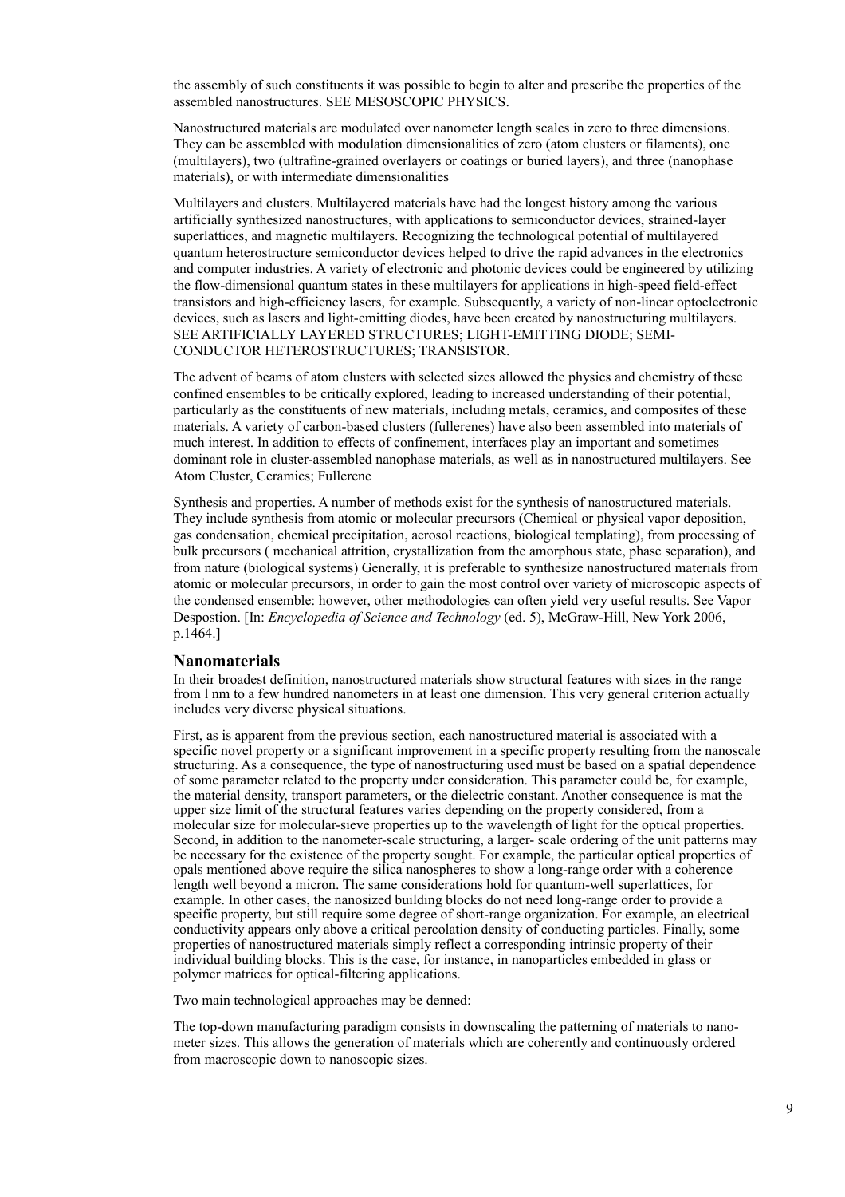the assembly of such constituents it was possible to begin to alter and prescribe the properties of the assembled nanostructures. SEE MESOSCOPIC PHYSICS.

Nanostructured materials are modulated over nanometer length scales in zero to three dimensions. They can be assembled with modulation dimensionalities of zero (atom clusters or filaments), one (multilayers), two (ultrafine-grained overlayers or coatings or buried layers), and three (nanophase materials), or with intermediate dimensionalities

Multilayers and clusters. Multilayered materials have had the longest history among the various artificially synthesized nanostructures, with applications to semiconductor devices, strained-layer superlattices, and magnetic multilayers. Recognizing the technological potential of multilayered quantum heterostructure semiconductor devices helped to drive the rapid advances in the electronics and computer industries. A variety of electronic and photonic devices could be engineered by utilizing the flow-dimensional quantum states in these multilayers for applications in high-speed field-effect transistors and high-efficiency lasers, for example. Subsequently, a variety of non-linear optoelectronic devices, such as lasers and light-emitting diodes, have been created by nanostructuring multilayers. SEE ARTIFICIALLY LAYERED STRUCTURES; LIGHT-EMITTING DIODE; SEMI-CONDUCTOR HETEROSTRUCTURES; TRANSISTOR.

The advent of beams of atom clusters with selected sizes allowed the physics and chemistry of these confined ensembles to be critically explored, leading to increased understanding of their potential, particularly as the constituents of new materials, including metals, ceramics, and composites of these materials. A variety of carbon-based clusters (fullerenes) have also been assembled into materials of much interest. In addition to effects of confinement, interfaces play an important and sometimes dominant role in cluster-assembled nanophase materials, as well as in nanostructured multilayers. See Atom Cluster, Ceramics; Fullerene

Synthesis and properties. A number of methods exist for the synthesis of nanostructured materials. They include synthesis from atomic or molecular precursors (Chemical or physical vapor deposition, gas condensation, chemical precipitation, aerosol reactions, biological templating), from processing of bulk precursors ( mechanical attrition, crystallization from the amorphous state, phase separation), and from nature (biological systems) Generally, it is preferable to synthesize nanostructured materials from atomic or molecular precursors, in order to gain the most control over variety of microscopic aspects of the condensed ensemble: however, other methodologies can often yield very useful results. See Vapor Despostion. [In: *Encyclopedia of Science and Technology* (ed. 5), McGraw-Hill, New York 2006, p.1464.]

## Nanomaterials

In their broadest definition, nanostructured materials show structural features with sizes in the range from l nm to a few hundred nanometers in at least one dimension. This very general criterion actually includes very diverse physical situations.

First, as is apparent from the previous section, each nanostructured material is associated with a specific novel property or a significant improvement in a specific property resulting from the nanoscale structuring. As a consequence, the type of nanostructuring used must be based on a spatial dependence of some parameter related to the property under consideration. This parameter could be, for example, the material density, transport parameters, or the dielectric constant. Another consequence is mat the upper size limit of the structural features varies depending on the property considered, from a molecular size for molecular-sieve properties up to the wavelength of light for the optical properties. Second, in addition to the nanometer-scale structuring, a larger- scale ordering of the unit patterns may be necessary for the existence of the property sought. For example, the particular optical properties of opals mentioned above require the silica nanospheres to show a long-range order with a coherence length well beyond a micron. The same considerations hold for quantum-well superlattices, for example. In other cases, the nanosized building blocks do not need long-range order to provide a specific property, but still require some degree of short-range organization. For example, an electrical conductivity appears only above a critical percolation density of conducting particles. Finally, some properties of nanostructured materials simply reflect a corresponding intrinsic property of their individual building blocks. This is the case, for instance, in nanoparticles embedded in glass or polymer matrices for optical-filtering applications.

Two main technological approaches may be denned:

The top-down manufacturing paradigm consists in downscaling the patterning of materials to nano-meter sizes. This allows the generation of materials which are coherently and continuously ordered from macroscopic down to nanoscopic sizes.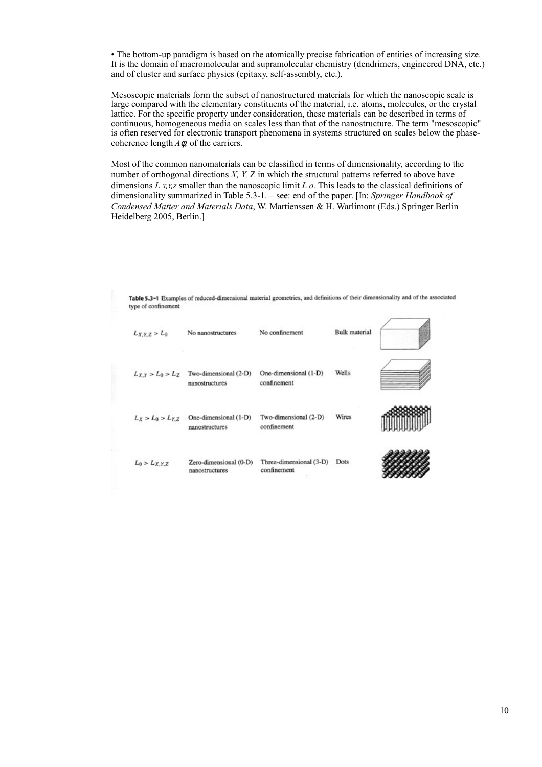• The bottom-up paradigm is based on the atomically precise fabrication of entities of increasing size. It is the domain of macromolecular and supramolecular chemistry (dendrimers, engineered DNA, etc.) and of cluster and surface physics (epitaxy, self-assembly, etc.).

Mesoscopic materials form the subset of nanostructured materials for which the nanoscopic scale is large compared with the elementary constituents of the material, i.e. atoms, molecules, or the crystal lattice. For the specific property under consideration, these materials can be described in terms of continuous, homogeneous media on scales less than that of the nanostructure. The term "mesoscopic" is often reserved for electronic transport phenomena in systems structured on scales below the phase-coherence length $\Lambda_\phi$ of the carriers.

Most of the common nanomaterials can be classified in terms of dimensionality, according to the number of orthogonal directions *X, Y, Z* in which the structural patterns referred to above have dimensions $L_{X,Y,Z}$ smaller than the nanoscopic limit $L_0$. This leads to the classical definitions of dimensionality summarized in Table 5.3-1. – see: end of the paper. [In: *Springer Handbook of Condensed Matter and Materials Data*, W. Martienssen & H. Warlimont (Eds.) Springer Berlin Heidelberg 2005, Berlin.]

**Table 5.3-1** Examples of reduced-dimensional material geometries, and definitions of their dimensionality and of the associated type of confinement

| | | | |
|---|---|---|---|
| $L_{X,Y,Z} > L_0$ | No nanostructures | No confinement | Bulk material |
| $L_{X,Y} > L_0 > L_Z$ | Two-dimensional (2-D) nanostructures | One-dimensional (1-D) confinement | Wells |
| $L_X > L_0 > L_{Y,Z}$ | One-dimensional (1-D) nanostructures | Two-dimensional (2-D) confinement | Wires |
| $L_0 > L_{X,Y,Z}$ | Zero-dimensional (0-D) nanostructures | Three-dimensional (3-D) confinement | Dots |